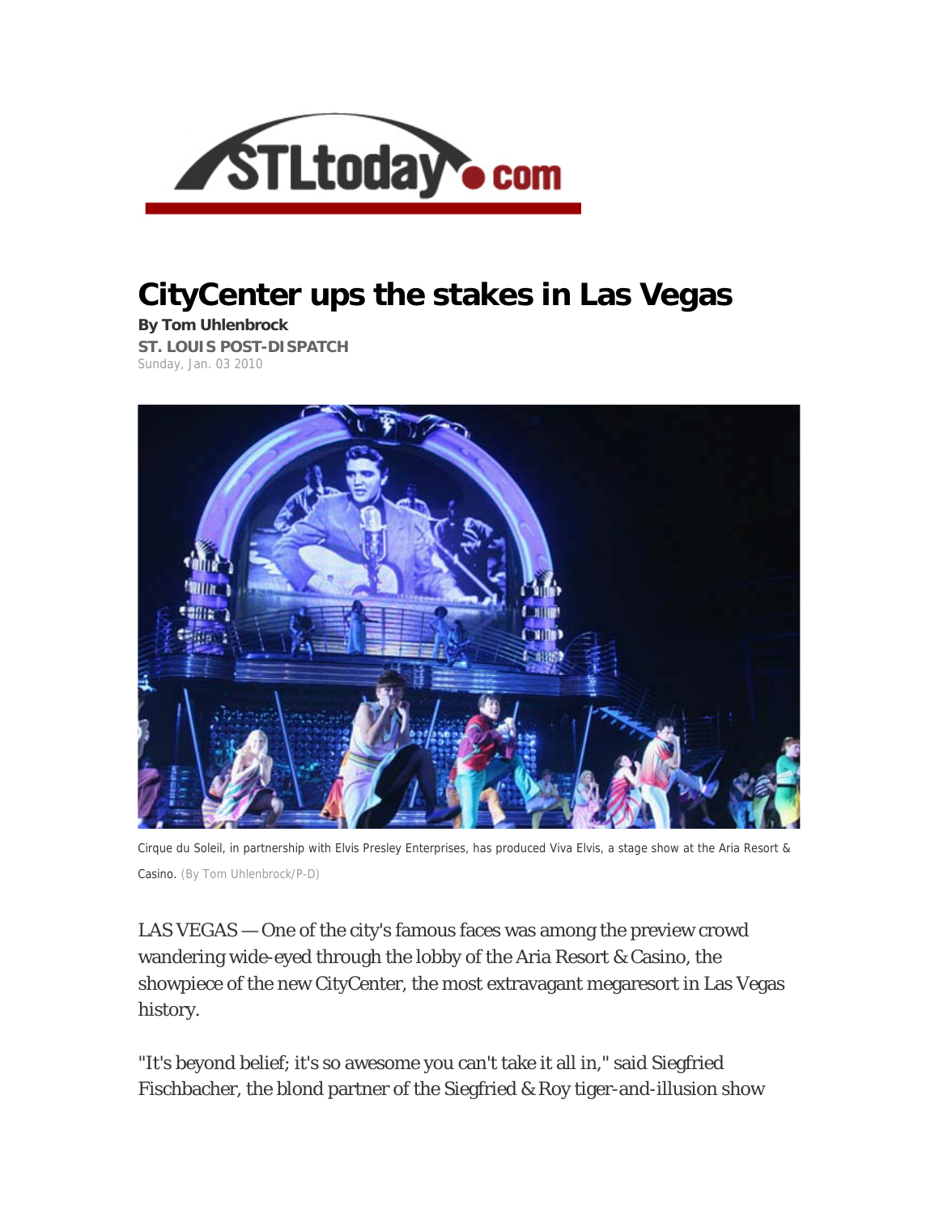# CityCenter ups the stakes in Las Vegas

**By Tom Uhlenbrock**
**ST. LOUIS POST-DISPATCH**
Sunday, Jan. 03 2010

Cirque du Soleil, in partnership with Elvis Presley Enterprises, has produced Viva Elvis, a stage show at the Aria Resort & Casino. (By Tom Uhlenbrock/P-D)

LAS VEGAS — One of the city's famous faces was among the preview crowd wandering wide-eyed through the lobby of the Aria Resort & Casino, the showpiece of the new CityCenter, the most extravagant megaresort in Las Vegas history.

"It's beyond belief; it's so awesome you can't take it all in," said Siegfried Fischbacher, the blond partner of the Siegfried & Roy tiger-and-illusion show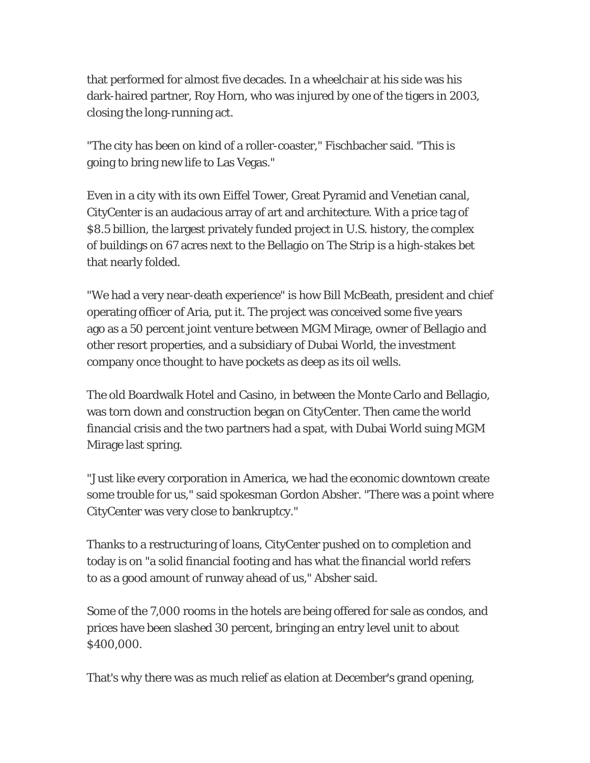that performed for almost five decades. In a wheelchair at his side was his dark-haired partner, Roy Horn, who was injured by one of the tigers in 2003, closing the long-running act.

"The city has been on kind of a roller-coaster," Fischbacher said. "This is going to bring new life to Las Vegas."

Even in a city with its own Eiffel Tower, Great Pyramid and Venetian canal, CityCenter is an audacious array of art and architecture. With a price tag of $8.5 billion, the largest privately funded project in U.S. history, the complex of buildings on 67 acres next to the Bellagio on The Strip is a high-stakes bet that nearly folded.

"We had a very near-death experience" is how Bill McBeath, president and chief operating officer of Aria, put it. The project was conceived some five years ago as a 50 percent joint venture between MGM Mirage, owner of Bellagio and other resort properties, and a subsidiary of Dubai World, the investment company once thought to have pockets as deep as its oil wells.

The old Boardwalk Hotel and Casino, in between the Monte Carlo and Bellagio, was torn down and construction began on CityCenter. Then came the world financial crisis and the two partners had a spat, with Dubai World suing MGM Mirage last spring.

"Just like every corporation in America, we had the economic downtown create some trouble for us," said spokesman Gordon Absher. "There was a point where CityCenter was very close to bankruptcy."

Thanks to a restructuring of loans, CityCenter pushed on to completion and today is on "a solid financial footing and has what the financial world refers to as a good amount of runway ahead of us," Absher said.

Some of the 7,000 rooms in the hotels are being offered for sale as condos, and prices have been slashed 30 percent, bringing an entry level unit to about $400,000.

That's why there was as much relief as elation at December's grand opening,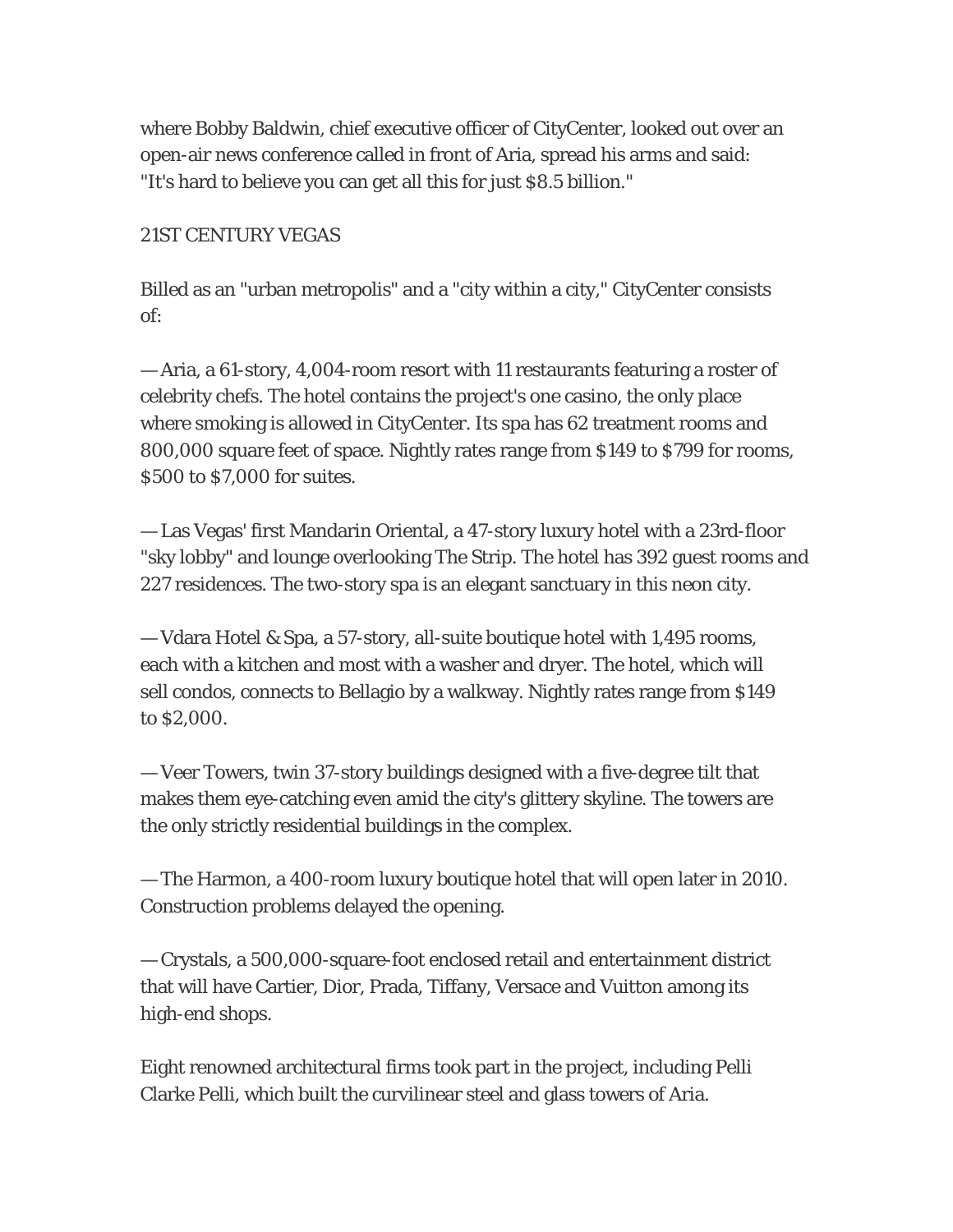where Bobby Baldwin, chief executive officer of CityCenter, looked out over an open-air news conference called in front of Aria, spread his arms and said: "It's hard to believe you can get all this for just $8.5 billion."

## 21ST CENTURY VEGAS

Billed as an "urban metropolis" and a "city within a city," CityCenter consists of:

— Aria, a 61-story, 4,004-room resort with 11 restaurants featuring a roster of celebrity chefs. The hotel contains the project's one casino, the only place where smoking is allowed in CityCenter. Its spa has 62 treatment rooms and 800,000 square feet of space. Nightly rates range from $149 to $799 for rooms, $500 to $7,000 for suites.

— Las Vegas' first Mandarin Oriental, a 47-story luxury hotel with a 23rd-floor "sky lobby" and lounge overlooking The Strip. The hotel has 392 guest rooms and 227 residences. The two-story spa is an elegant sanctuary in this neon city.

— Vdara Hotel & Spa, a 57-story, all-suite boutique hotel with 1,495 rooms, each with a kitchen and most with a washer and dryer. The hotel, which will sell condos, connects to Bellagio by a walkway. Nightly rates range from $149 to $2,000.

— Veer Towers, twin 37-story buildings designed with a five-degree tilt that makes them eye-catching even amid the city's glittery skyline. The towers are the only strictly residential buildings in the complex.

— The Harmon, a 400-room luxury boutique hotel that will open later in 2010. Construction problems delayed the opening.

— Crystals, a 500,000-square-foot enclosed retail and entertainment district that will have Cartier, Dior, Prada, Tiffany, Versace and Vuitton among its high-end shops.

Eight renowned architectural firms took part in the project, including Pelli Clarke Pelli, which built the curvilinear steel and glass towers of Aria.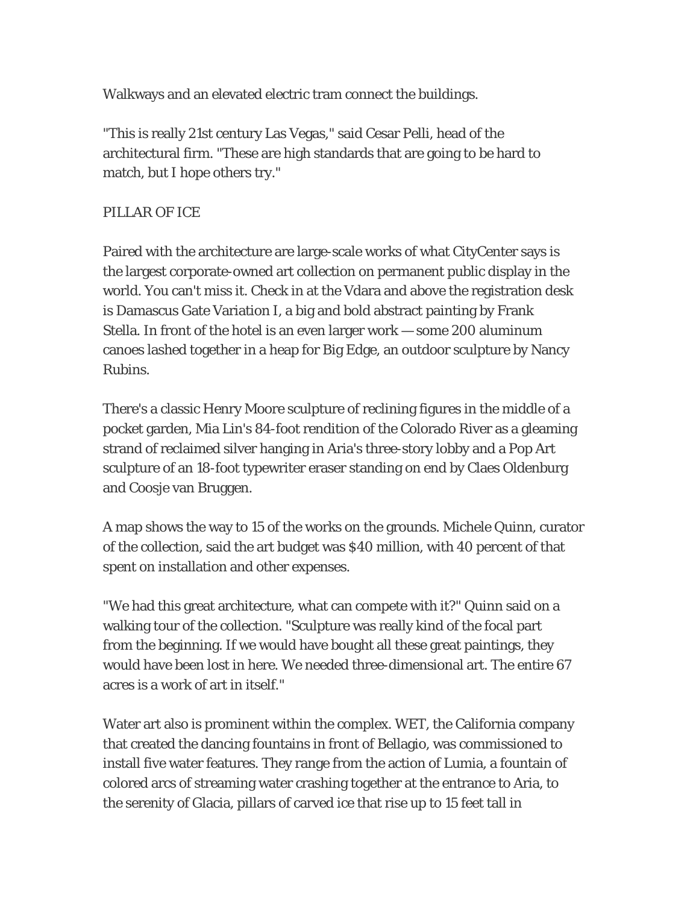Walkways and an elevated electric tram connect the buildings.

"This is really 21st century Las Vegas," said Cesar Pelli, head of the architectural firm. "These are high standards that are going to be hard to match, but I hope others try."

PILLAR OF ICE

Paired with the architecture are large-scale works of what CityCenter says is the largest corporate-owned art collection on permanent public display in the world. You can't miss it. Check in at the Vdara and above the registration desk is Damascus Gate Variation I, a big and bold abstract painting by Frank Stella. In front of the hotel is an even larger work — some 200 aluminum canoes lashed together in a heap for Big Edge, an outdoor sculpture by Nancy Rubins.

There's a classic Henry Moore sculpture of reclining figures in the middle of a pocket garden, Mia Lin's 84-foot rendition of the Colorado River as a gleaming strand of reclaimed silver hanging in Aria's three-story lobby and a Pop Art sculpture of an 18-foot typewriter eraser standing on end by Claes Oldenburg and Coosje van Bruggen.

A map shows the way to 15 of the works on the grounds. Michele Quinn, curator of the collection, said the art budget was $40 million, with 40 percent of that spent on installation and other expenses.

"We had this great architecture, what can compete with it?" Quinn said on a walking tour of the collection. "Sculpture was really kind of the focal part from the beginning. If we would have bought all these great paintings, they would have been lost in here. We needed three-dimensional art. The entire 67 acres is a work of art in itself."

Water art also is prominent within the complex. WET, the California company that created the dancing fountains in front of Bellagio, was commissioned to install five water features. They range from the action of Lumia, a fountain of colored arcs of streaming water crashing together at the entrance to Aria, to the serenity of Glacia, pillars of carved ice that rise up to 15 feet tall in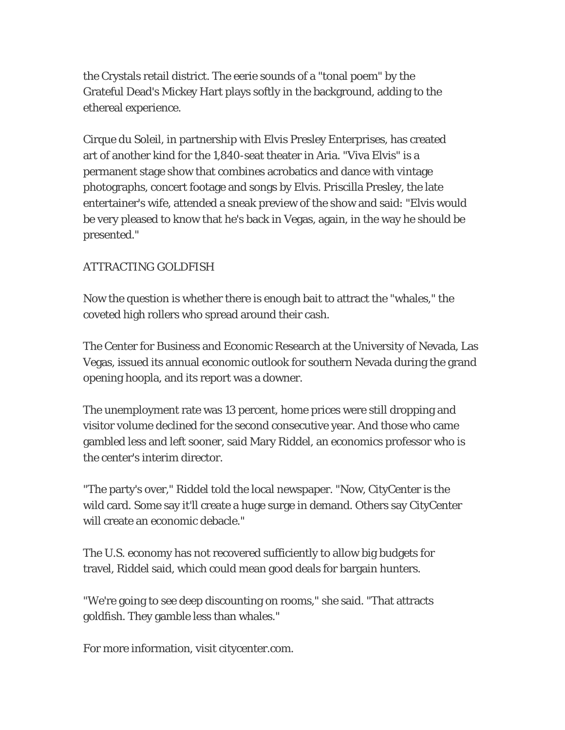the Crystals retail district. The eerie sounds of a "tonal poem" by the Grateful Dead's Mickey Hart plays softly in the background, adding to the ethereal experience.

Cirque du Soleil, in partnership with Elvis Presley Enterprises, has created art of another kind for the 1,840-seat theater in Aria. "Viva Elvis" is a permanent stage show that combines acrobatics and dance with vintage photographs, concert footage and songs by Elvis. Priscilla Presley, the late entertainer's wife, attended a sneak preview of the show and said: "Elvis would be very pleased to know that he's back in Vegas, again, in the way he should be presented."

## ATTRACTING GOLDFISH

Now the question is whether there is enough bait to attract the "whales," the coveted high rollers who spread around their cash.

The Center for Business and Economic Research at the University of Nevada, Las Vegas, issued its annual economic outlook for southern Nevada during the grand opening hoopla, and its report was a downer.

The unemployment rate was 13 percent, home prices were still dropping and visitor volume declined for the second consecutive year. And those who came gambled less and left sooner, said Mary Riddel, an economics professor who is the center's interim director.

"The party's over," Riddel told the local newspaper. "Now, CityCenter is the wild card. Some say it'll create a huge surge in demand. Others say CityCenter will create an economic debacle."

The U.S. economy has not recovered sufficiently to allow big budgets for travel, Riddel said, which could mean good deals for bargain hunters.

"We're going to see deep discounting on rooms," she said. "That attracts goldfish. They gamble less than whales."

For more information, visit citycenter.com.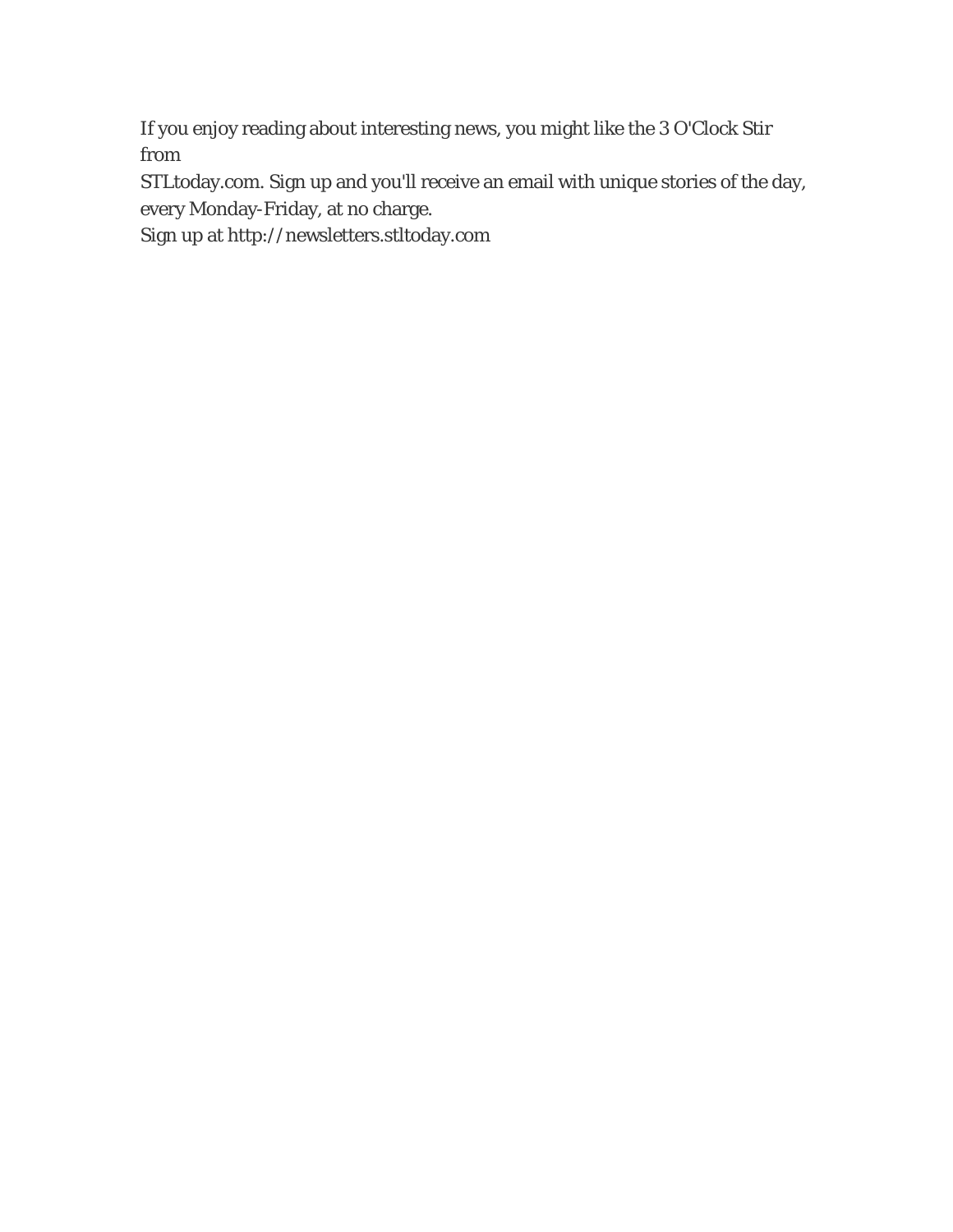If you enjoy reading about interesting news, you might like the 3 O'Clock Stir from STLtoday.com. Sign up and you'll receive an email with unique stories of the day, every Monday-Friday, at no charge.

Sign up at http://newsletters.stltoday.com